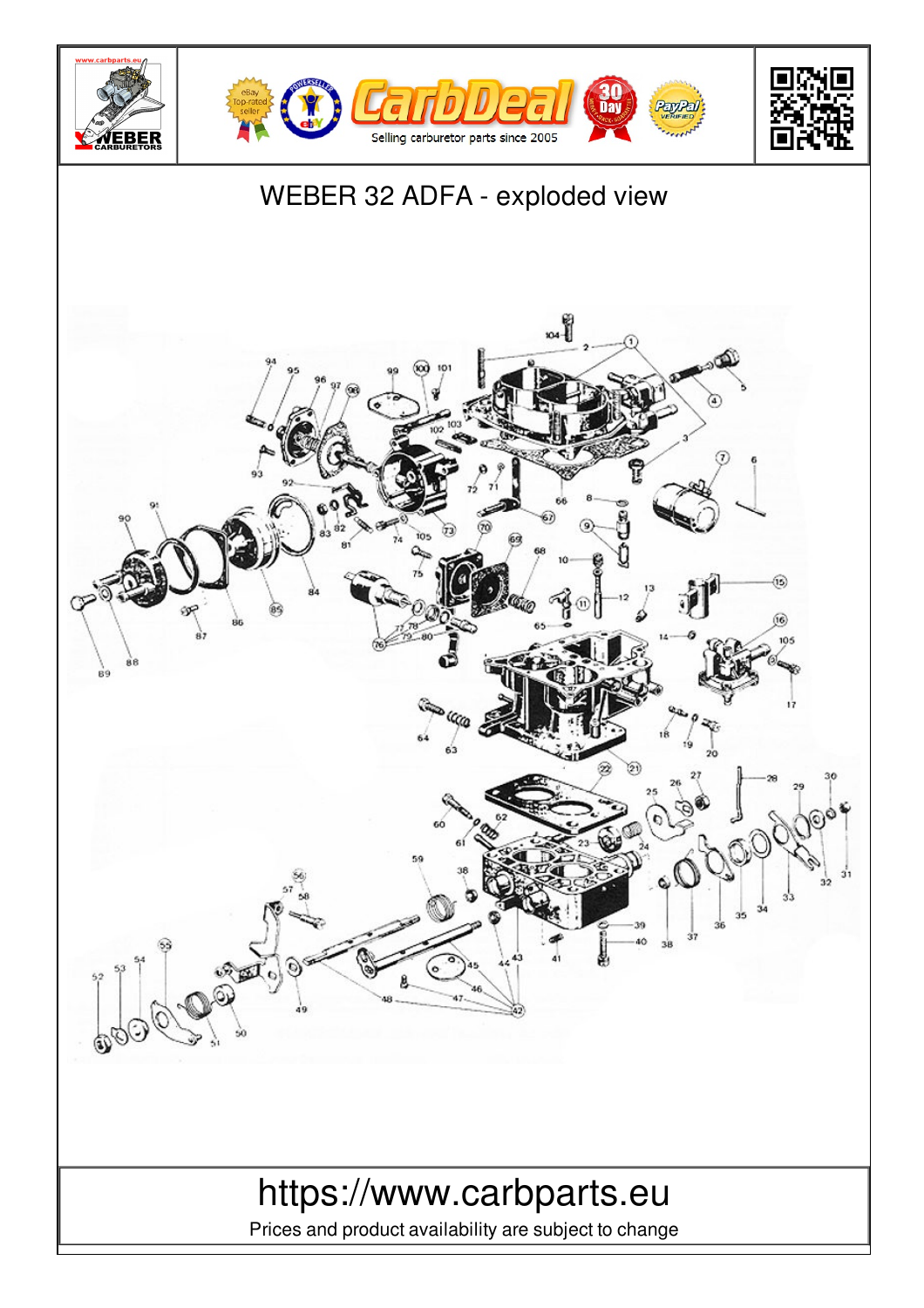# WEBER 32 ADFA - exploded view

https://www.carbparts.eu

Prices and product availability are subject to change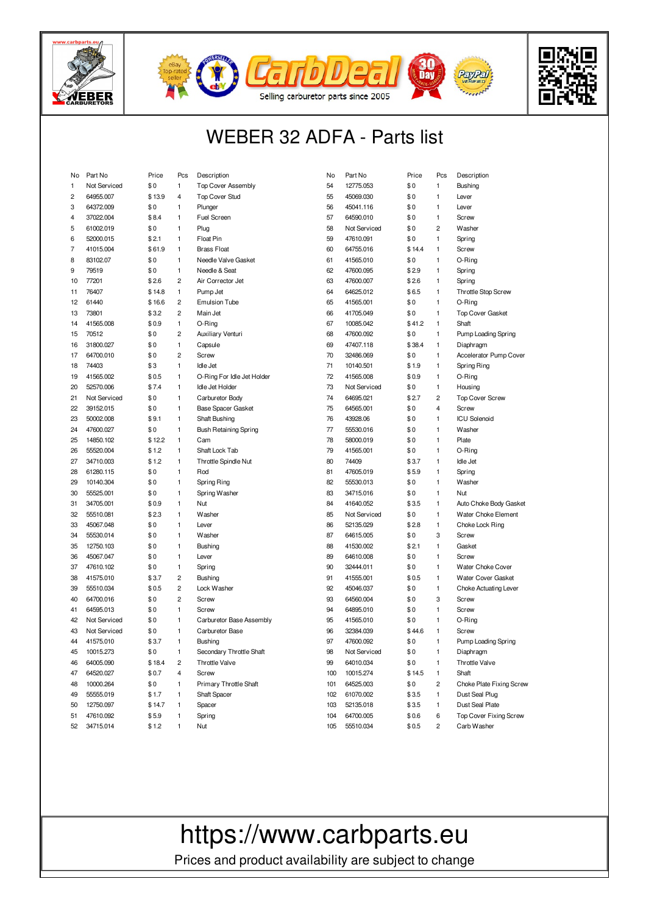www.carbparts.eu

WEBER CARBURETORS

eBay Top-rated seller

CarbDeal

Selling carburetor parts since 2005

30 Day

PayPal VERIFIED

# WEBER 32 ADFA - Parts list

| No | Part No | Price | Pcs | Description |
|---|---|---|---|---|
| 1 | Not Serviced | $ 0 | 1 | Top Cover Assembly |
| 2 | 64955.007 | $ 13.9 | 4 | Top Cover Stud |
| 3 | 64372.009 | $ 0 | 1 | Plunger |
| 4 | 37022.004 | $ 8.4 | 1 | Fuel Screen |
| 5 | 61002.019 | $ 0 | 1 | Plug |
| 6 | 52000.015 | $ 2.1 | 1 | Float Pin |
| 7 | 41015.004 | $ 61.9 | 1 | Brass Float |
| 8 | 83102.07 | $ 0 | 1 | Needle Valve Gasket |
| 9 | 79519 | $ 0 | 1 | Needle & Seat |
| 10 | 77201 | $ 2.6 | 2 | Air Corrector Jet |
| 11 | 76407 | $ 14.8 | 1 | Pump Jet |
| 12 | 61440 | $ 16.6 | 2 | Emulsion Tube |
| 13 | 73801 | $ 3.2 | 2 | Main Jet |
| 14 | 41565.008 | $ 0.9 | 1 | O-Ring |
| 15 | 70512 | $ 0 | 2 | Auxiliary Venturi |
| 16 | 31800.027 | $ 0 | 1 | Capsule |
| 17 | 64700.010 | $ 0 | 2 | Screw |
| 18 | 74403 | $ 3 | 1 | Idle Jet |
| 19 | 41565.002 | $ 0.5 | 1 | O-Ring For Idle Jet Holder |
| 20 | 52570.006 | $ 7.4 | 1 | Idle Jet Holder |
| 21 | Not Serviced | $ 0 | 1 | Carburetor Body |
| 22 | 39152.015 | $ 0 | 1 | Base Spacer Gasket |
| 23 | 50002.008 | $ 9.1 | 1 | Shaft Bushing |
| 24 | 47600.027 | $ 0 | 1 | Bush Retaining Spring |
| 25 | 14850.102 | $ 12.2 | 1 | Cam |
| 26 | 55520.004 | $ 1.2 | 1 | Shaft Lock Tab |
| 27 | 34710.003 | $ 1.2 | 1 | Throttle Spindle Nut |
| 28 | 61280.115 | $ 0 | 1 | Rod |
| 29 | 10140.304 | $ 0 | 1 | Spring Ring |
| 30 | 55525.001 | $ 0 | 1 | Spring Washer |
| 31 | 34705.001 | $ 0.9 | 1 | Nut |
| 32 | 55510.081 | $ 2.3 | 1 | Washer |
| 33 | 45067.048 | $ 0 | 1 | Lever |
| 34 | 55530.014 | $ 0 | 1 | Washer |
| 35 | 12750.103 | $ 0 | 1 | Bushing |
| 36 | 45067.047 | $ 0 | 1 | Lever |
| 37 | 47610.102 | $ 0 | 1 | Spring |
| 38 | 41575.010 | $ 3.7 | 2 | Bushing |
| 39 | 55510.034 | $ 0.5 | 2 | Lock Washer |
| 40 | 64700.016 | $ 0 | 2 | Screw |
| 41 | 64595.013 | $ 0 | 1 | Screw |
| 42 | Not Serviced | $ 0 | 1 | Carburetor Base Assembly |
| 43 | Not Serviced | $ 0 | 1 | Carburetor Base |
| 44 | 41575.010 | $ 3.7 | 1 | Bushing |
| 45 | 10015.273 | $ 0 | 1 | Secondary Throttle Shaft |
| 46 | 64005.090 | $ 18.4 | 2 | Throttle Valve |
| 47 | 64520.027 | $ 0.7 | 4 | Screw |
| 48 | 10000.264 | $ 0 | 1 | Primary Throttle Shaft |
| 49 | 55555.019 | $ 1.7 | 1 | Shaft Spacer |
| 50 | 12750.097 | $ 14.7 | 1 | Spacer |
| 51 | 47610.092 | $ 5.9 | 1 | Spring |
| 52 | 34715.014 | $ 1.2 | 1 | Nut |
| 54 | 12775.053 | $ 0 | 1 | Bushing |
| 55 | 45069.030 | $ 0 | 1 | Lever |
| 56 | 45041.116 | $ 0 | 1 | Lever |
| 57 | 64590.010 | $ 0 | 1 | Screw |
| 58 | Not Serviced | $ 0 | 2 | Washer |
| 59 | 47610.091 | $ 0 | 1 | Spring |
| 60 | 64755.016 | $ 14.4 | 1 | Screw |
| 61 | 41565.010 | $ 0 | 1 | O-Ring |
| 62 | 47600.095 | $ 2.9 | 1 | Spring |
| 63 | 47600.007 | $ 2.6 | 1 | Spring |
| 64 | 64625.012 | $ 6.5 | 1 | Throttle Stop Screw |
| 65 | 41565.001 | $ 0 | 1 | O-Ring |
| 66 | 41705.049 | $ 0 | 1 | Top Cover Gasket |
| 67 | 10085.042 | $ 41.2 | 1 | Shaft |
| 68 | 47600.092 | $ 0 | 1 | Pump Loading Spring |
| 69 | 47407.118 | $ 38.4 | 1 | Diaphragm |
| 70 | 32486.069 | $ 0 | 1 | Accelerator Pump Cover |
| 71 | 10140.501 | $ 1.9 | 1 | Spring Ring |
| 72 | 41565.008 | $ 0.9 | 1 | O-Ring |
| 73 | Not Serviced | $ 0 | 1 | Housing |
| 74 | 64695.021 | $ 2.7 | 2 | Top Cover Screw |
| 75 | 64565.001 | $ 0 | 4 | Screw |
| 76 | 43928.06 | $ 0 | 1 | ICU Solenoid |
| 77 | 55530.016 | $ 0 | 1 | Washer |
| 78 | 58000.019 | $ 0 | 1 | Plate |
| 79 | 41565.001 | $ 0 | 1 | O-Ring |
| 80 | 74409 | $ 3.7 | 1 | Idle Jet |
| 81 | 47605.019 | $ 5.9 | 1 | Spring |
| 82 | 55530.013 | $ 0 | 1 | Washer |
| 83 | 34715.016 | $ 0 | 1 | Nut |
| 84 | 41640.052 | $ 3.5 | 1 | Auto Choke Body Gasket |
| 85 | Not Serviced | $ 0 | 1 | Water Choke Element |
| 86 | 52135.029 | $ 2.8 | 1 | Choke Lock Ring |
| 87 | 64615.005 | $ 0 | 3 | Screw |
| 88 | 41530.002 | $ 2.1 | 1 | Gasket |
| 89 | 64610.008 | $ 0 | 1 | Screw |
| 90 | 32444.011 | $ 0 | 1 | Water Choke Cover |
| 91 | 41555.001 | $ 0.5 | 1 | Water Cover Gasket |
| 92 | 45046.037 | $ 0 | 1 | Choke Actuating Lever |
| 93 | 64560.004 | $ 0 | 3 | Screw |
| 94 | 64895.010 | $ 0 | 1 | Screw |
| 95 | 41565.010 | $ 0 | 1 | O-Ring |
| 96 | 32384.039 | $ 44.6 | 1 | Screw |
| 97 | 47600.092 | $ 0 | 1 | Pump Loading Spring |
| 98 | Not Serviced | $ 0 | 1 | Diaphragm |
| 99 | 64010.034 | $ 0 | 1 | Throttle Valve |
| 100 | 10015.274 | $ 14.5 | 1 | Shaft |
| 101 | 64525.003 | $ 0 | 2 | Choke Plate Fixing Screw |
| 102 | 61070.002 | $ 3.5 | 1 | Dust Seal Plug |
| 103 | 52135.018 | $ 3.5 | 1 | Dust Seal Plate |
| 104 | 64700.005 | $ 0.6 | 6 | Top Cover Fixing Screw |
| 105 | 55510.034 | $ 0.5 | 2 | Carb Washer |

https://www.carbparts.eu

Prices and product availability are subject to change